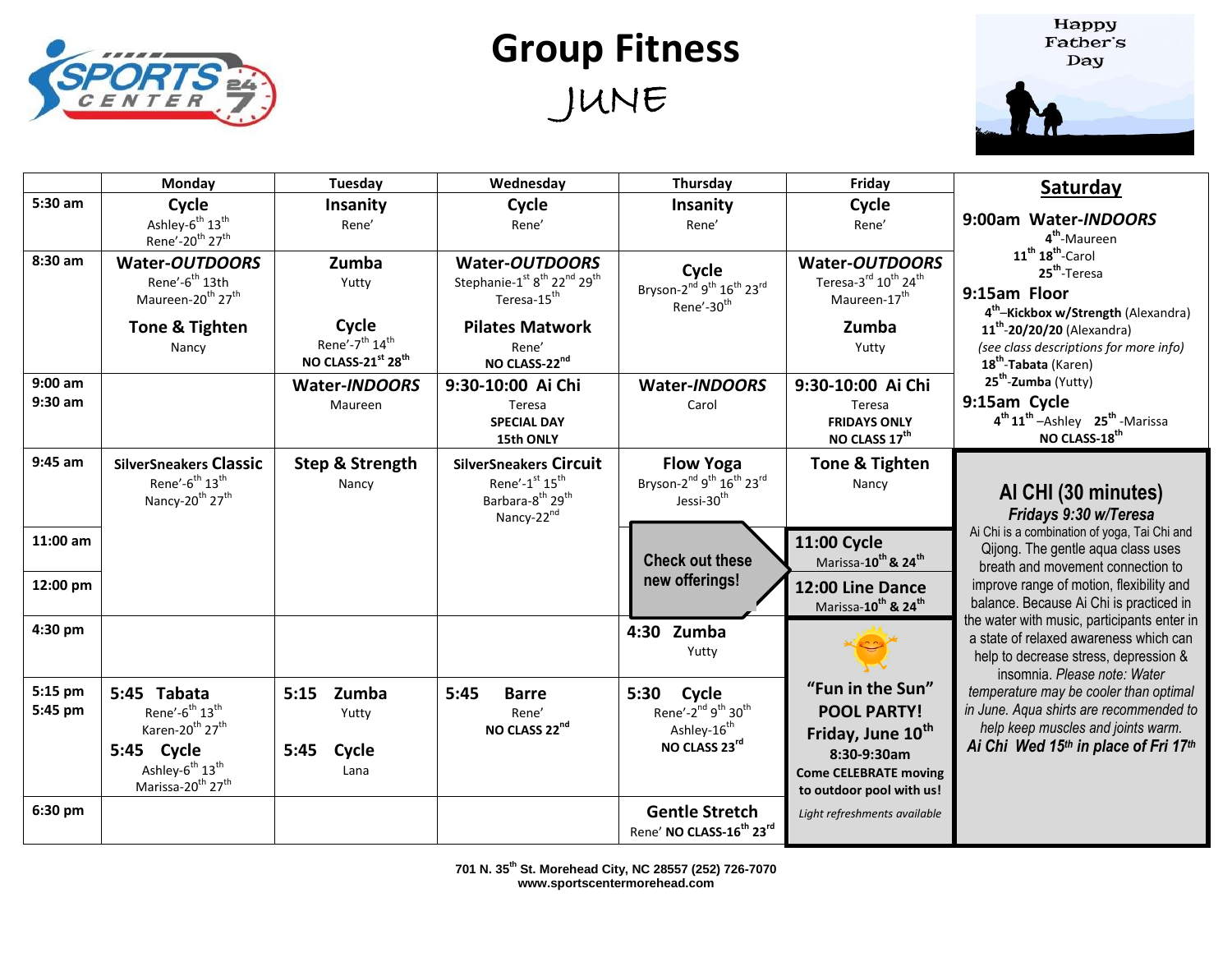# Group Fitness

## JUNE

Happy Father's Day

| | Monday | Tuesday | Wednesday | Thursday | Friday | Saturday |
|---|---|---|---|---|---|---|
| 5:30 am | **Cycle** Ashley-6th 13th Rene'-20th 27th | **Insanity** Rene' | **Cycle** Rene' | **Insanity** Rene' | **Cycle** Rene' | **9:00am Water-*INDOORS*** 4th-Maureen 11th 18th-Carol 25th-Teresa |
| 8:30 am | **Water-*OUTDOORS*** Rene'-6th 13th Maureen-20th 27th<br>**Tone & Tighten** Nancy | **Zumba** Yutty<br>**Cycle** Rene'-7th 14th **NO CLASS-21st 28th** | **Water-*OUTDOORS*** Stephanie-1st 8th 22nd 29th Teresa-15th<br>**Pilates Matwork** Rene' **NO CLASS-22nd** | **Cycle** Bryson-2nd 9th 16th 23rd Rene'-30th | **Water-*OUTDOORS*** Teresa-3rd 10th 24th Maureen-17th<br>**Zumba** Yutty | **9:15am Floor** 4th–**Kickbox w/Strength** (Alexandra) 11th-**20/20/20** (Alexandra) *(see class descriptions for more info)* 18th-**Tabata** (Karen) 25th-**Zumba** (Yutty) |
| 9:00 am<br>9:30 am | | **Water-*INDOORS*** Maureen | **9:30-10:00 Ai Chi** Teresa **SPECIAL DAY 15th ONLY** | **Water-*INDOORS*** Carol | **9:30-10:00 Ai Chi** Teresa **FRIDAYS ONLY NO CLASS 17th** | **9:15am Cycle** 4th 11th –Ashley 25th -Marissa **NO CLASS-18th** |
| 9:45 am | **SilverSneakers Classic** Rene'-6th 13th Nancy-20th 27th | **Step & Strength** Nancy | **SilverSneakers Circuit** Rene'-1st 15th Barbara-8th 29th Nancy-22nd | **Flow Yoga** Bryson-2nd 9th 16th 23rd Jessi-30th | **Tone & Tighten** Nancy | |
| 11:00 am | | | | Check out these new offerings! | **11:00 Cycle** Marissa-**10th & 24th** | |
| 12:00 pm | | | | | **12:00 Line Dance** Marissa-**10th & 24th** | |
| 4:30 pm | | | | **4:30 Zumba** Yutty | | |
| 5:15 pm<br>5:45 pm | **5:45 Tabata** Rene'-6th 13th Karen-20th 27th<br>**5:45 Cycle** Ashley-6th 13th Marissa-20th 27th | **5:15 Zumba** Yutty<br>**5:45 Cycle** Lana | **5:45 Barre** Rene' **NO CLASS 22nd** | **5:30 Cycle** Rene'-2nd 9th 30th Ashley-16th **NO CLASS 23rd** | **"Fun in the Sun" POOL PARTY! Friday, June 10th 8:30-9:30am** **Come CELEBRATE moving to outdoor pool with us!** *Light refreshments available* | |
| 6:30 pm | | | | **Gentle Stretch** Rene' **NO CLASS-16th 23rd** | | |

**AI CHI (30 minutes)**

***Fridays 9:30 w/Teresa***

Ai Chi is a combination of yoga, Tai Chi and Qijong. The gentle aqua class uses breath and movement connection to improve range of motion, flexibility and balance. Because Ai Chi is practiced in the water with music, participants enter in a state of relaxed awareness which can help to decrease stress, depression & insomnia. *Please note: Water temperature may be cooler than optimal in June. Aqua shirts are recommended to help keep muscles and joints warm.*

***Ai Chi Wed 15th in place of Fri 17th***

701 N. 35th St. Morehead City, NC 28557 (252) 726-7070
www.sportscentermorehead.com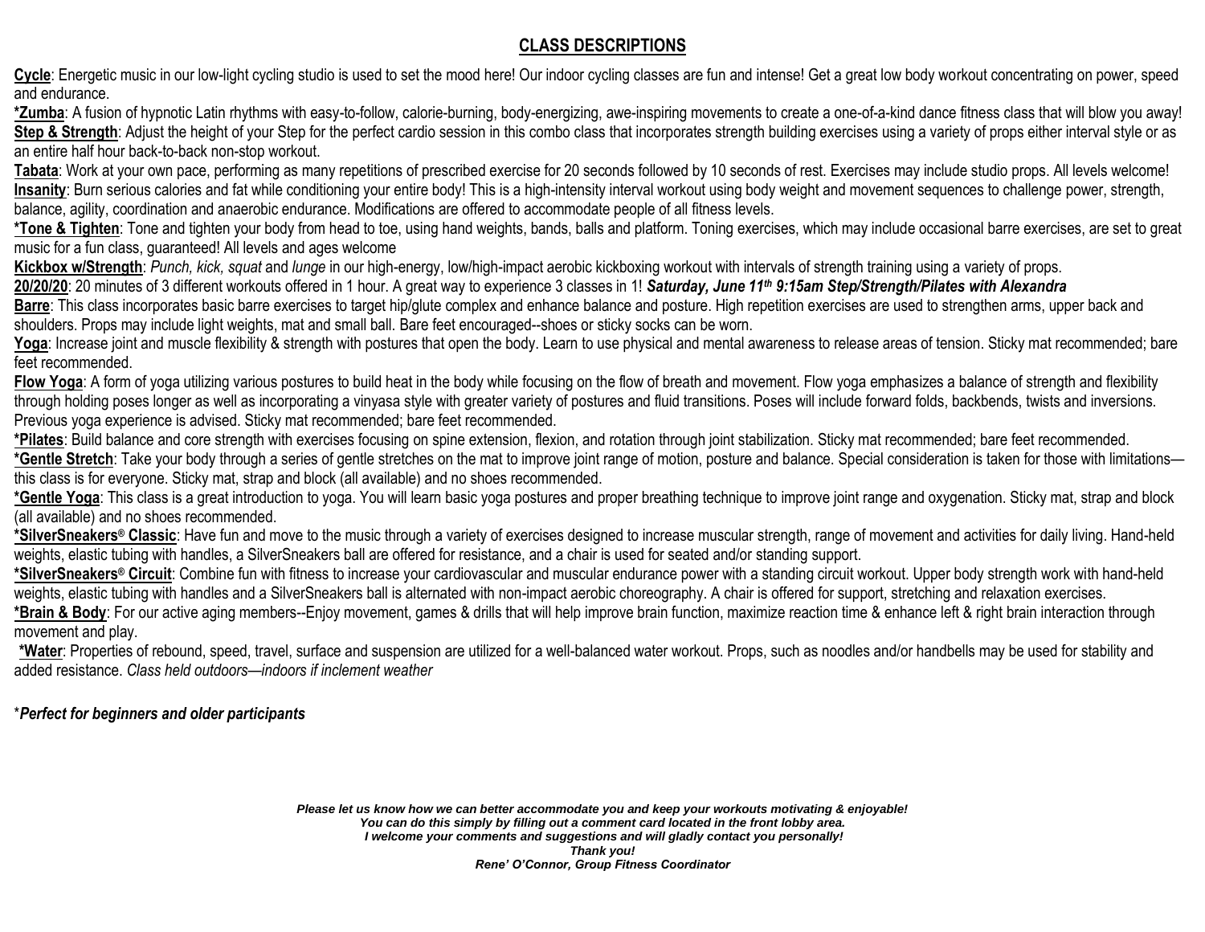## CLASS DESCRIPTIONS

**Cycle**: Energetic music in our low-light cycling studio is used to set the mood here! Our indoor cycling classes are fun and intense! Get a great low body workout concentrating on power, speed and endurance.

***Zumba**: A fusion of hypnotic Latin rhythms with easy-to-follow, calorie-burning, body-energizing, awe-inspiring movements to create a one-of-a-kind dance fitness class that will blow you away!

**Step & Strength**: Adjust the height of your Step for the perfect cardio session in this combo class that incorporates strength building exercises using a variety of props either interval style or as an entire half hour back-to-back non-stop workout.

**Tabata**: Work at your own pace, performing as many repetitions of prescribed exercise for 20 seconds followed by 10 seconds of rest. Exercises may include studio props. All levels welcome!

**Insanity**: Burn serious calories and fat while conditioning your entire body! This is a high-intensity interval workout using body weight and movement sequences to challenge power, strength, balance, agility, coordination and anaerobic endurance. Modifications are offered to accommodate people of all fitness levels.

***Tone & Tighten**: Tone and tighten your body from head to toe, using hand weights, bands, balls and platform. Toning exercises, which may include occasional barre exercises, are set to great music for a fun class, guaranteed! All levels and ages welcome

**Kickbox w/Strength**: *Punch, kick, squat* and *lunge* in our high-energy, low/high-impact aerobic kickboxing workout with intervals of strength training using a variety of props.

**20/20/20**: 20 minutes of 3 different workouts offered in 1 hour. A great way to experience 3 classes in 1! ***Saturday, June 11th 9:15am Step/Strength/Pilates with Alexandra***

**Barre**: This class incorporates basic barre exercises to target hip/glute complex and enhance balance and posture. High repetition exercises are used to strengthen arms, upper back and shoulders. Props may include light weights, mat and small ball. Bare feet encouraged--shoes or sticky socks can be worn.

**Yoga**: Increase joint and muscle flexibility & strength with postures that open the body. Learn to use physical and mental awareness to release areas of tension. Sticky mat recommended; bare feet recommended.

**Flow Yoga**: A form of yoga utilizing various postures to build heat in the body while focusing on the flow of breath and movement. Flow yoga emphasizes a balance of strength and flexibility through holding poses longer as well as incorporating a vinyasa style with greater variety of postures and fluid transitions. Poses will include forward folds, backbends, twists and inversions. Previous yoga experience is advised. Sticky mat recommended; bare feet recommended.

***Pilates**: Build balance and core strength with exercises focusing on spine extension, flexion, and rotation through joint stabilization. Sticky mat recommended; bare feet recommended.

***Gentle Stretch**: Take your body through a series of gentle stretches on the mat to improve joint range of motion, posture and balance. Special consideration is taken for those with limitations—this class is for everyone. Sticky mat, strap and block (all available) and no shoes recommended.

***Gentle Yoga**: This class is a great introduction to yoga. You will learn basic yoga postures and proper breathing technique to improve joint range and oxygenation. Sticky mat, strap and block (all available) and no shoes recommended.

***SilverSneakers® Classic**: Have fun and move to the music through a variety of exercises designed to increase muscular strength, range of movement and activities for daily living. Hand-held weights, elastic tubing with handles, a SilverSneakers ball are offered for resistance, and a chair is used for seated and/or standing support.

***SilverSneakers® Circuit**: Combine fun with fitness to increase your cardiovascular and muscular endurance power with a standing circuit workout. Upper body strength work with hand-held weights, elastic tubing with handles and a SilverSneakers ball is alternated with non-impact aerobic choreography. A chair is offered for support, stretching and relaxation exercises.

***Brain & Body**: For our active aging members--Enjoy movement, games & drills that will help improve brain function, maximize reaction time & enhance left & right brain interaction through movement and play.

***Water**: Properties of rebound, speed, travel, surface and suspension are utilized for a well-balanced water workout. Props, such as noodles and/or handbells may be used for stability and added resistance. *Class held outdoors—indoors if inclement weather*

**Perfect for beginners and older participants*

***Please let us know how we can better accommodate you and keep your workouts motivating & enjoyable!***
***You can do this simply by filling out a comment card located in the front lobby area.***
***I welcome your comments and suggestions and will gladly contact you personally!***
***Thank you!***
***Rene' O'Connor, Group Fitness Coordinator***